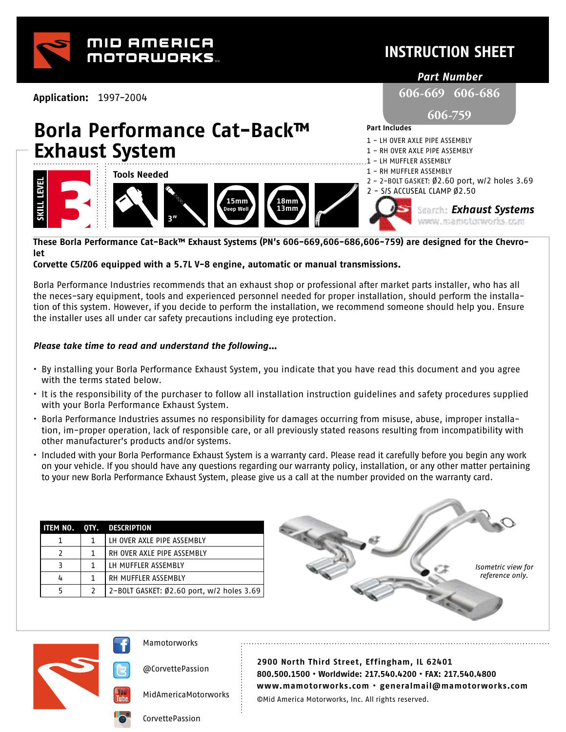# MID AMERICA MOTORWORKS

## INSTRUCTION SHEET

**Part Number**

606-669 606-686

606-759

**Application:** 1997-2004

# Borla Performance Cat-Back™ Exhaust System

**SKILL LEVEL 3**

**Tools Needed**

15mm Deep Well, 18mm 13mm, 3"

**Part Includes**

- 1 - LH OVER AXLE PIPE ASSEMBLY
- 1 - RH OVER AXLE PIPE ASSEMBLY
- 1 - LH MUFFLER ASSEMBLY
- 1 - RH MUFFLER ASSEMBLY
- 2 - 2-BOLT GASKET: Ø2.60 port, w/2 holes 3.69
- 2 - S/S ACCUSEAL CLAMP Ø2.50

Search: ***Exhaust Systems***
www.mamotorworks.com

**These Borla Performance Cat-Back™ Exhaust Systems (PN's 606-669,606-686,606-759) are designed for the Chevrolet Corvette C5/Z06 equipped with a 5.7L V-8 engine, automatic or manual transmissions.**

Borla Performance Industries recommends that an exhaust shop or professional after market parts installer, who has all the neces-sary equipment, tools and experienced personnel needed for proper installation, should perform the installa-tion of this system. However, if you decide to perform the installation, we recommend someone should help you. Ensure the installer uses all under car safety precautions including eye protection.

***Please take time to read and understand the following...***

- By installing your Borla Performance Exhaust System, you indicate that you have read this document and you agree with the terms stated below.
- It is the responsibility of the purchaser to follow all installation instruction guidelines and safety procedures supplied with your Borla Performance Exhaust System.
- Borla Performance Industries assumes no responsibility for damages occurring from misuse, abuse, improper installa-tion, im-proper operation, lack of responsible care, or all previously stated reasons resulting from incompatibility with other manufacturer's products and/or systems.
- Included with your Borla Performance Exhaust System is a warranty card. Please read it carefully before you begin any work on your vehicle. If you should have any questions regarding our warranty policy, installation, or any other matter pertaining to your new Borla Performance Exhaust System, please give us a call at the number provided on the warranty card.

| ITEM NO. | QTY. | DESCRIPTION |
|---|---|---|
| 1 | 1 | LH OVER AXLE PIPE ASSEMBLY |
| 2 | 1 | RH OVER AXLE PIPE ASSEMBLY |
| 3 | 1 | LH MUFFLER ASSEMBLY |
| 4 | 1 | RH MUFFLER ASSEMBLY |
| 5 | 2 | 2-BOLT GASKET: Ø2.60 port, w/2 holes 3.69 |

*Isometric view for reference only.*

Mamotorworks
@CorvettePassion
MidAmericaMotorworks
CorvettePassion

**2900 North Third Street, Effingham, IL 62401**
**800.500.1500 • Worldwide: 217.540.4200 • FAX: 217.540.4800**
**www.mamotorworks.com • generalmail@mamotorworks.com**
©Mid America Motorworks, Inc. All rights reserved.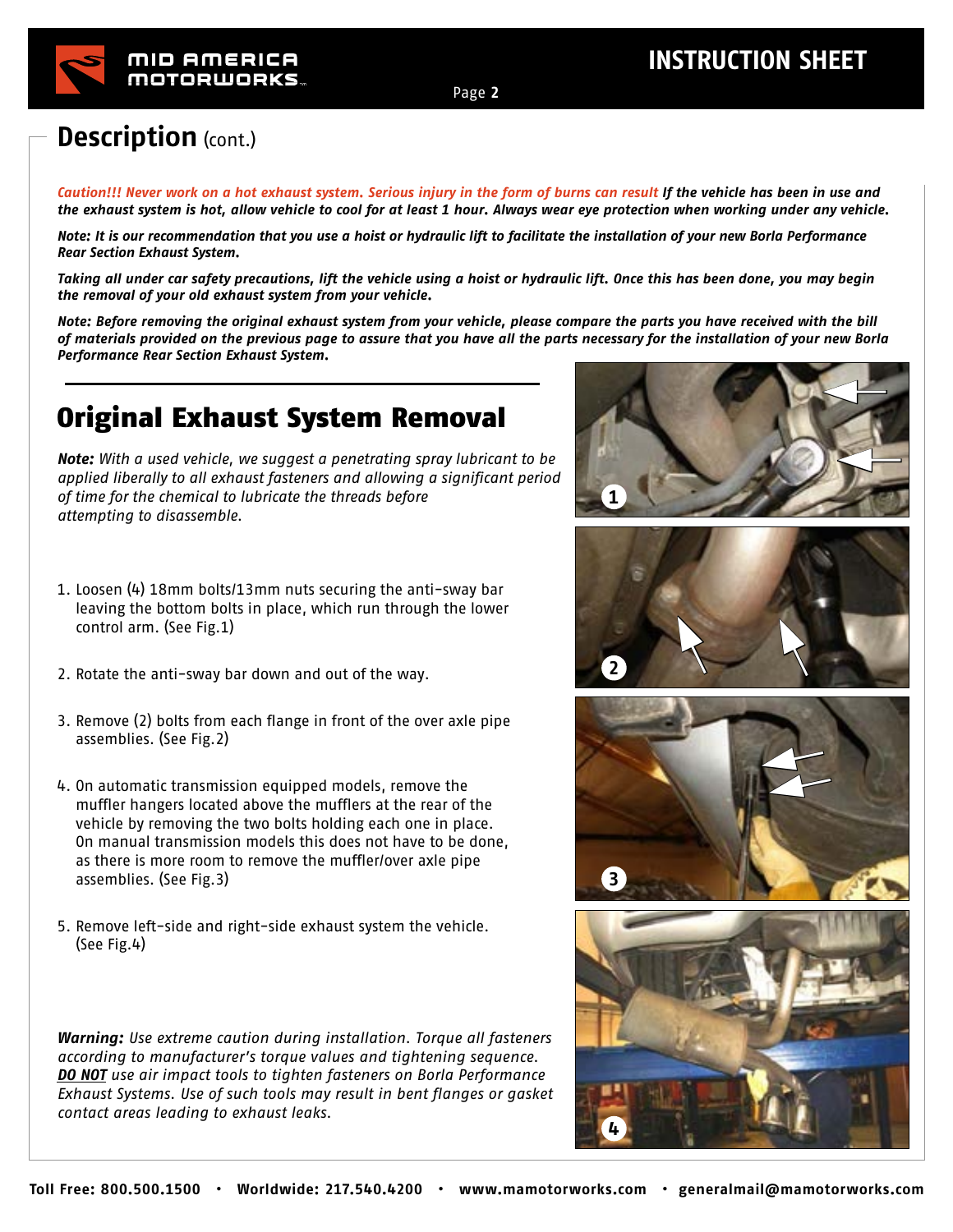# Description (cont.)

*Caution!!! Never work on a hot exhaust system. Serious injury in the form of burns can result* ***If the vehicle has been in use and the exhaust system is hot, allow vehicle to cool for at least 1 hour. Always wear eye protection when working under any vehicle.***

***Note: It is our recommendation that you use a hoist or hydraulic lift to facilitate the installation of your new Borla Performance Rear Section Exhaust System.***

***Taking all under car safety precautions, lift the vehicle using a hoist or hydraulic lift. Once this has been done, you may begin the removal of your old exhaust system from your vehicle.***

***Note: Before removing the original exhaust system from your vehicle, please compare the parts you have received with the bill of materials provided on the previous page to assure that you have all the parts necessary for the installation of your new Borla Performance Rear Section Exhaust System.***

## Original Exhaust System Removal

***Note:*** *With a used vehicle, we suggest a penetrating spray lubricant to be applied liberally to all exhaust fasteners and allowing a significant period of time for the chemical to lubricate the threads before attempting to disassemble.*

1. Loosen (4) 18mm bolts/13mm nuts securing the anti-sway bar leaving the bottom bolts in place, which run through the lower control arm. (See Fig.1)
2. Rotate the anti-sway bar down and out of the way.
3. Remove (2) bolts from each flange in front of the over axle pipe assemblies. (See Fig.2)
4. On automatic transmission equipped models, remove the muffler hangers located above the mufflers at the rear of the vehicle by removing the two bolts holding each one in place. On manual transmission models this does not have to be done, as there is more room to remove the muffler/over axle pipe assemblies. (See Fig.3)
5. Remove left-side and right-side exhaust system the vehicle. (See Fig.4)

***Warning:*** *Use extreme caution during installation. Torque all fasteners according to manufacturer's torque values and tightening sequence.* ***DO NOT*** *use air impact tools to tighten fasteners on Borla Performance Exhaust Systems. Use of such tools may result in bent flanges or gasket contact areas leading to exhaust leaks.*

1

2

3

4

Toll Free: 800.500.1500 • Worldwide: 217.540.4200 • www.mamotorworks.com • generalmail@mamotorworks.com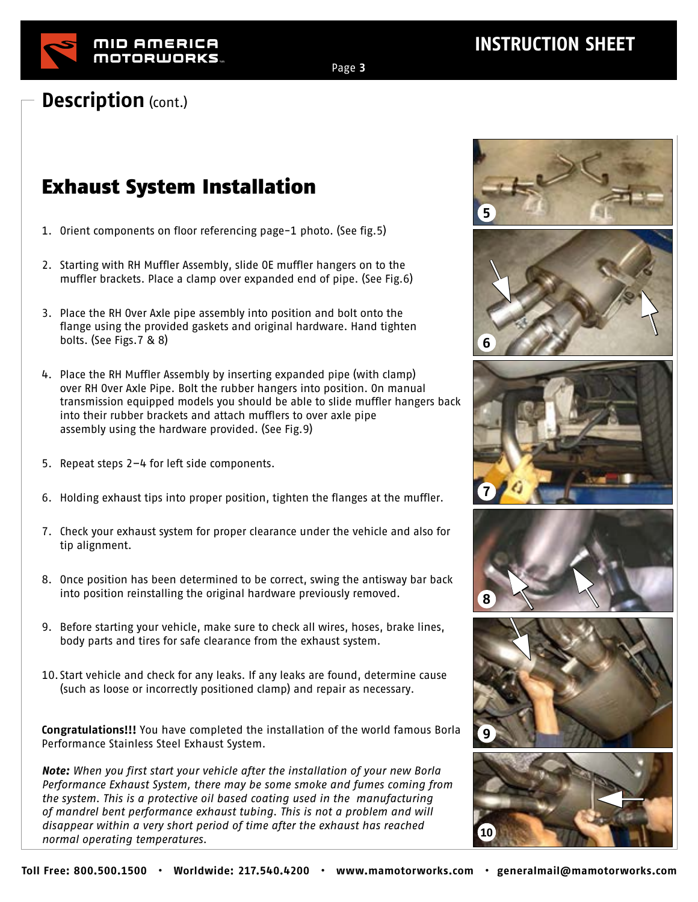## Description (cont.)

## Exhaust System Installation

1. Orient components on floor referencing page-1 photo. (See fig.5)
2. Starting with RH Muffler Assembly, slide OE muffler hangers on to the muffler brackets. Place a clamp over expanded end of pipe. (See Fig.6)
3. Place the RH Over Axle pipe assembly into position and bolt onto the flange using the provided gaskets and original hardware. Hand tighten bolts. (See Figs.7 & 8)
4. Place the RH Muffler Assembly by inserting expanded pipe (with clamp) over RH Over Axle Pipe. Bolt the rubber hangers into position. On manual transmission equipped models you should be able to slide muffler hangers back into their rubber brackets and attach mufflers to over axle pipe assembly using the hardware provided. (See Fig.9)
5. Repeat steps 2–4 for left side components.
6. Holding exhaust tips into proper position, tighten the flanges at the muffler.
7. Check your exhaust system for proper clearance under the vehicle and also for tip alignment.
8. Once position has been determined to be correct, swing the antisway bar back into position reinstalling the original hardware previously removed.
9. Before starting your vehicle, make sure to check all wires, hoses, brake lines, body parts and tires for safe clearance from the exhaust system.
10. Start vehicle and check for any leaks. If any leaks are found, determine cause (such as loose or incorrectly positioned clamp) and repair as necessary.

**Congratulations!!!** You have completed the installation of the world famous Borla Performance Stainless Steel Exhaust System.

***Note:*** *When you first start your vehicle after the installation of your new Borla Performance Exhaust System, there may be some smoke and fumes coming from the system. This is a protective oil based coating used in the manufacturing of mandrel bent performance exhaust tubing. This is not a problem and will disappear within a very short period of time after the exhaust has reached normal operating temperatures.*

5

6

7

8

9

10